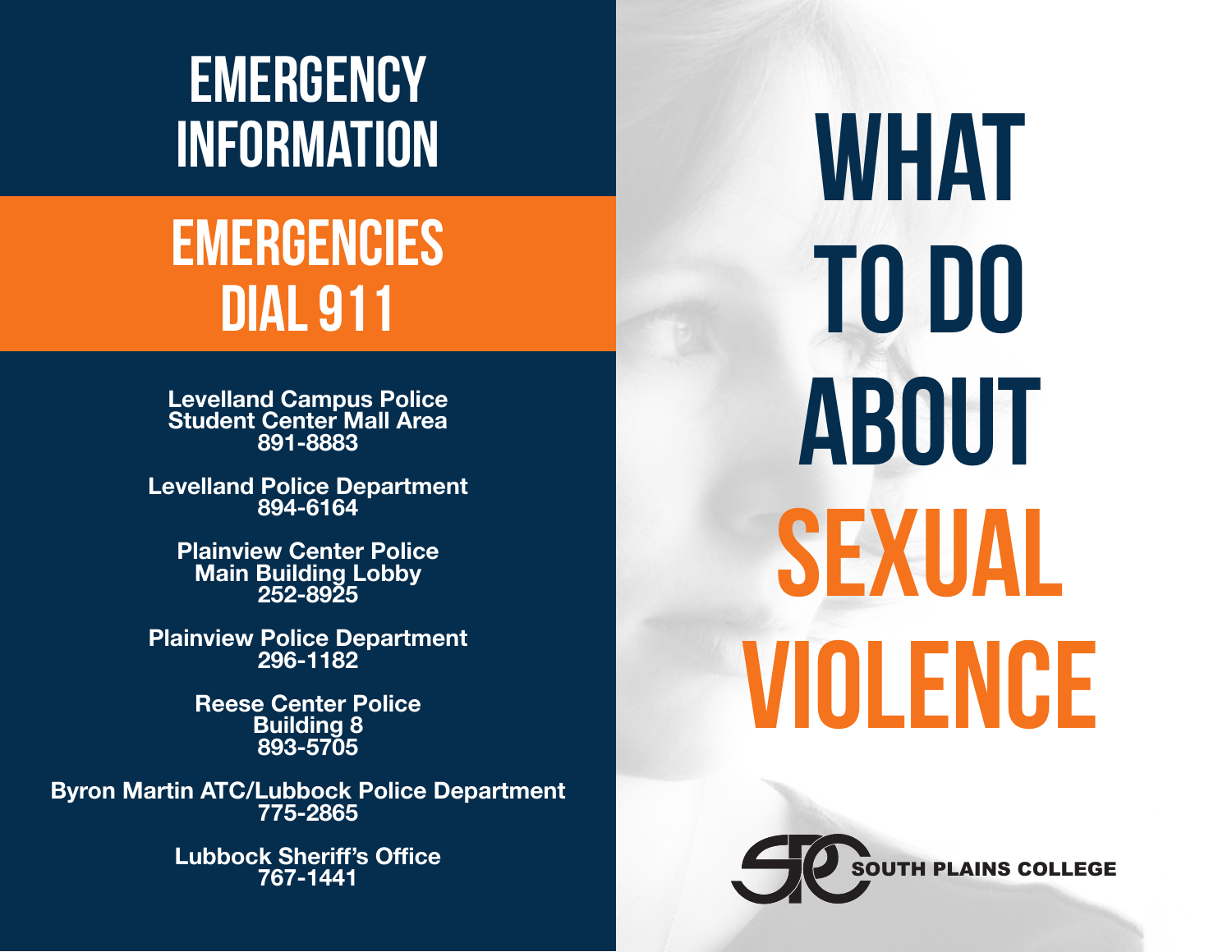# EMERGENCY INFORMATION

## EMERGENCIES DIAL 911

**Levelland Campus Police**
**Student Center Mall Area**
**891-8883**

**Levelland Police Department**
**894-6164**

**Plainview Center Police**
**Main Building Lobby**
**252-8925**

**Plainview Police Department**
**296-1182**

**Reese Center Police**
**Building 8**
**893-5705**

**Byron Martin ATC/Lubbock Police Department**
**775-2865**

**Lubbock Sheriff's Office**
**767-1441**

# WHAT TO DO ABOUT SEXUAL VIOLENCE

SOUTH PLAINS COLLEGE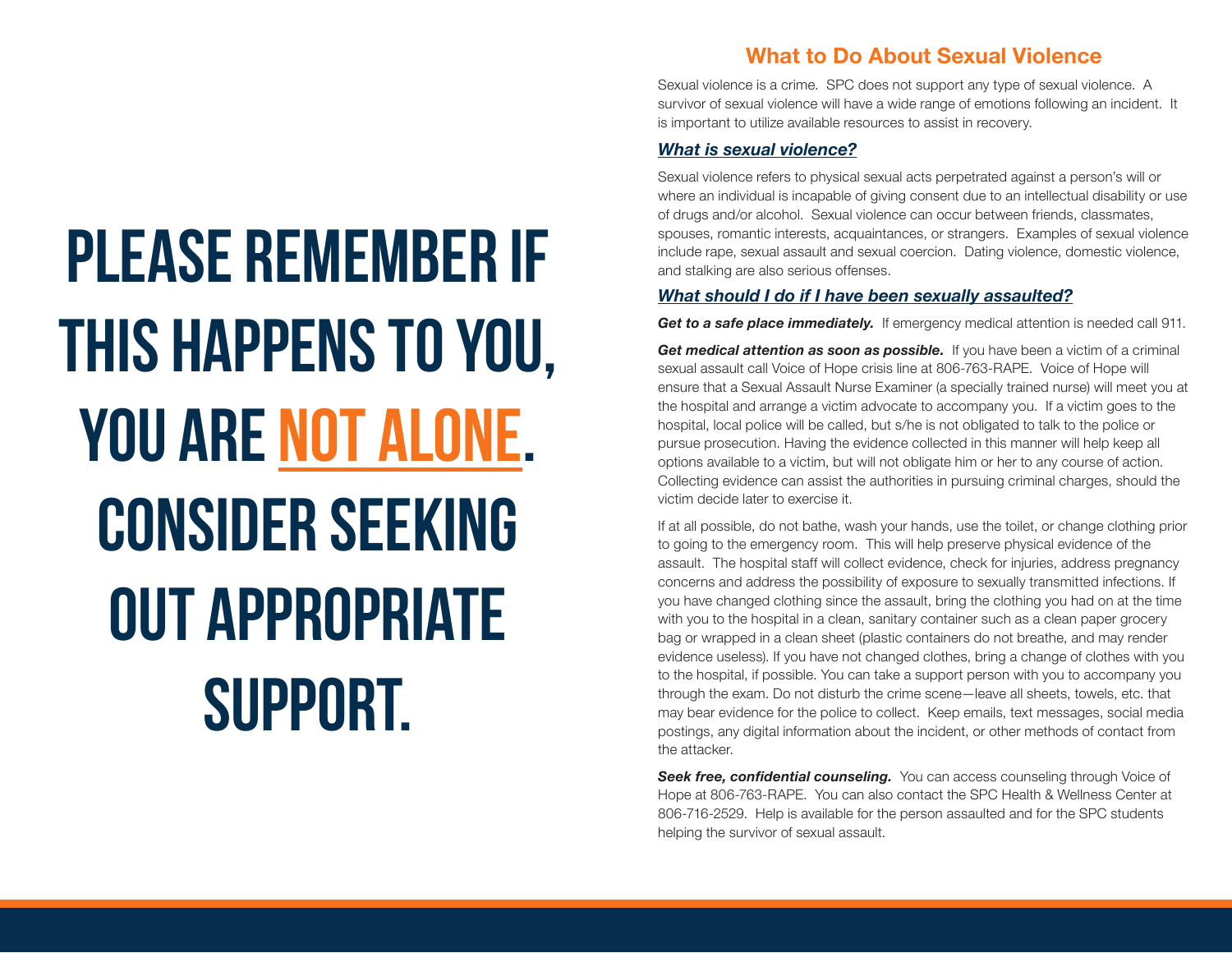# PLEASE REMEMBER IF THIS HAPPENS TO YOU, YOU ARE NOT ALONE. CONSIDER SEEKING OUT APPROPRIATE SUPPORT.

## What to Do About Sexual Violence

Sexual violence is a crime. SPC does not support any type of sexual violence. A survivor of sexual violence will have a wide range of emotions following an incident. It is important to utilize available resources to assist in recovery.

### *What is sexual violence?*

Sexual violence refers to physical sexual acts perpetrated against a person's will or where an individual is incapable of giving consent due to an intellectual disability or use of drugs and/or alcohol. Sexual violence can occur between friends, classmates, spouses, romantic interests, acquaintances, or strangers. Examples of sexual violence include rape, sexual assault and sexual coercion. Dating violence, domestic violence, and stalking are also serious offenses.

### *What should I do if I have been sexually assaulted?*

***Get to a safe place immediately.*** If emergency medical attention is needed call 911.

***Get medical attention as soon as possible.*** If you have been a victim of a criminal sexual assault call Voice of Hope crisis line at 806-763-RAPE. Voice of Hope will ensure that a Sexual Assault Nurse Examiner (a specially trained nurse) will meet you at the hospital and arrange a victim advocate to accompany you. If a victim goes to the hospital, local police will be called, but s/he is not obligated to talk to the police or pursue prosecution. Having the evidence collected in this manner will help keep all options available to a victim, but will not obligate him or her to any course of action. Collecting evidence can assist the authorities in pursuing criminal charges, should the victim decide later to exercise it.

If at all possible, do not bathe, wash your hands, use the toilet, or change clothing prior to going to the emergency room. This will help preserve physical evidence of the assault. The hospital staff will collect evidence, check for injuries, address pregnancy concerns and address the possibility of exposure to sexually transmitted infections. If you have changed clothing since the assault, bring the clothing you had on at the time with you to the hospital in a clean, sanitary container such as a clean paper grocery bag or wrapped in a clean sheet (plastic containers do not breathe, and may render evidence useless). If you have not changed clothes, bring a change of clothes with you to the hospital, if possible. You can take a support person with you to accompany you through the exam. Do not disturb the crime scene—leave all sheets, towels, etc. that may bear evidence for the police to collect. Keep emails, text messages, social media postings, any digital information about the incident, or other methods of contact from the attacker.

***Seek free, confidential counseling.*** You can access counseling through Voice of Hope at 806-763-RAPE. You can also contact the SPC Health & Wellness Center at 806-716-2529. Help is available for the person assaulted and for the SPC students helping the survivor of sexual assault.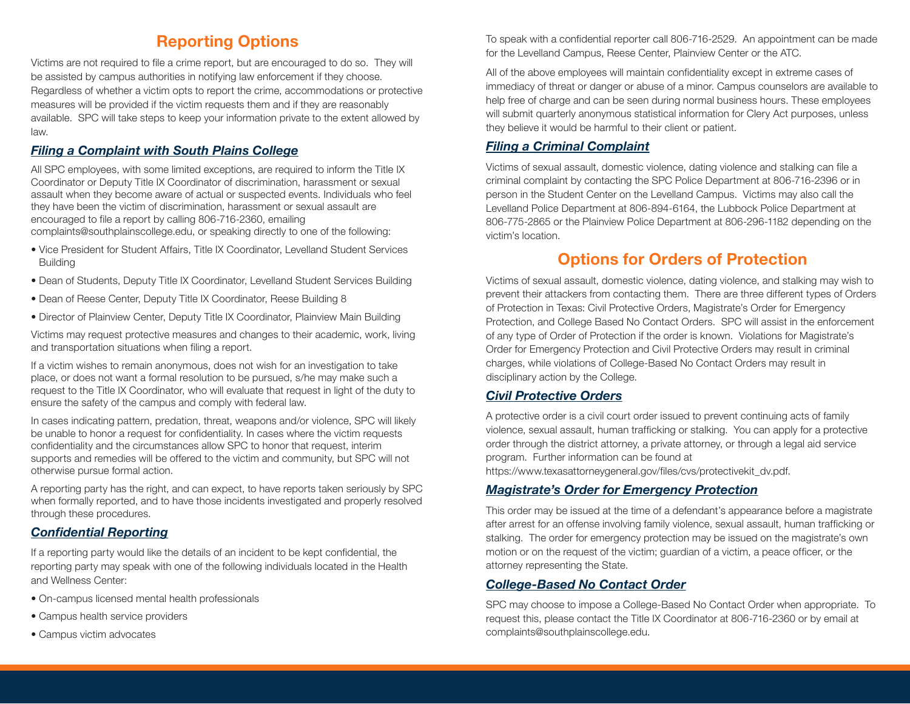## Reporting Options

Victims are not required to file a crime report, but are encouraged to do so. They will be assisted by campus authorities in notifying law enforcement if they choose. Regardless of whether a victim opts to report the crime, accommodations or protective measures will be provided if the victim requests them and if they are reasonably available. SPC will take steps to keep your information private to the extent allowed by law.

### *Filing a Complaint with South Plains College*

All SPC employees, with some limited exceptions, are required to inform the Title IX Coordinator or Deputy Title IX Coordinator of discrimination, harassment or sexual assault when they become aware of actual or suspected events. Individuals who feel they have been the victim of discrimination, harassment or sexual assault are encouraged to file a report by calling 806-716-2360, emailing complaints@southplainscollege.edu, or speaking directly to one of the following:

- Vice President for Student Affairs, Title IX Coordinator, Levelland Student Services Building
- Dean of Students, Deputy Title IX Coordinator, Levelland Student Services Building
- Dean of Reese Center, Deputy Title IX Coordinator, Reese Building 8
- Director of Plainview Center, Deputy Title IX Coordinator, Plainview Main Building

Victims may request protective measures and changes to their academic, work, living and transportation situations when filing a report.

If a victim wishes to remain anonymous, does not wish for an investigation to take place, or does not want a formal resolution to be pursued, s/he may make such a request to the Title IX Coordinator, who will evaluate that request in light of the duty to ensure the safety of the campus and comply with federal law.

In cases indicating pattern, predation, threat, weapons and/or violence, SPC will likely be unable to honor a request for confidentiality. In cases where the victim requests confidentiality and the circumstances allow SPC to honor that request, interim supports and remedies will be offered to the victim and community, but SPC will not otherwise pursue formal action.

A reporting party has the right, and can expect, to have reports taken seriously by SPC when formally reported, and to have those incidents investigated and properly resolved through these procedures.

### *Confidential Reporting*

If a reporting party would like the details of an incident to be kept confidential, the reporting party may speak with one of the following individuals located in the Health and Wellness Center:

- On-campus licensed mental health professionals
- Campus health service providers
- Campus victim advocates

To speak with a confidential reporter call 806-716-2529. An appointment can be made for the Levelland Campus, Reese Center, Plainview Center or the ATC.

All of the above employees will maintain confidentiality except in extreme cases of immediacy of threat or danger or abuse of a minor. Campus counselors are available to help free of charge and can be seen during normal business hours. These employees will submit quarterly anonymous statistical information for Clery Act purposes, unless they believe it would be harmful to their client or patient.

### *Filing a Criminal Complaint*

Victims of sexual assault, domestic violence, dating violence and stalking can file a criminal complaint by contacting the SPC Police Department at 806-716-2396 or in person in the Student Center on the Levelland Campus. Victims may also call the Levelland Police Department at 806-894-6164, the Lubbock Police Department at 806-775-2865 or the Plainview Police Department at 806-296-1182 depending on the victim's location.

## Options for Orders of Protection

Victims of sexual assault, domestic violence, dating violence, and stalking may wish to prevent their attackers from contacting them. There are three different types of Orders of Protection in Texas: Civil Protective Orders, Magistrate's Order for Emergency Protection, and College Based No Contact Orders. SPC will assist in the enforcement of any type of Order of Protection if the order is known. Violations for Magistrate's Order for Emergency Protection and Civil Protective Orders may result in criminal charges, while violations of College-Based No Contact Orders may result in disciplinary action by the College.

### *Civil Protective Orders*

A protective order is a civil court order issued to prevent continuing acts of family violence, sexual assault, human trafficking or stalking. You can apply for a protective order through the district attorney, a private attorney, or through a legal aid service program. Further information can be found at https://www.texasattorneygeneral.gov/files/cvs/protectivekit_dv.pdf.

### *Magistrate's Order for Emergency Protection*

This order may be issued at the time of a defendant's appearance before a magistrate after arrest for an offense involving family violence, sexual assault, human trafficking or stalking. The order for emergency protection may be issued on the magistrate's own motion or on the request of the victim; guardian of a victim, a peace officer, or the attorney representing the State.

### *College-Based No Contact Order*

SPC may choose to impose a College-Based No Contact Order when appropriate. To request this, please contact the Title IX Coordinator at 806-716-2360 or by email at complaints@southplainscollege.edu.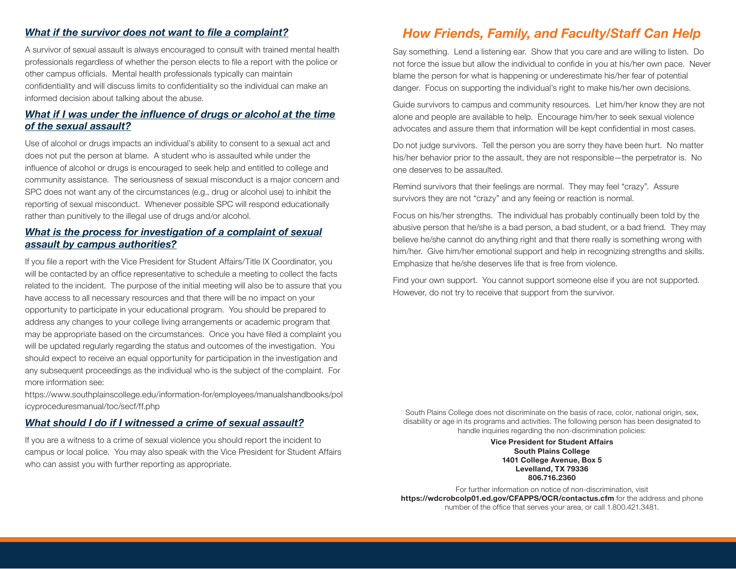### ***What if the survivor does not want to file a complaint?***

A survivor of sexual assault is always encouraged to consult with trained mental health professionals regardless of whether the person elects to file a report with the police or other campus officials. Mental health professionals typically can maintain confidentiality and will discuss limits to confidentiality so the individual can make an informed decision about talking about the abuse.

### ***What if I was under the influence of drugs or alcohol at the time of the sexual assault?***

Use of alcohol or drugs impacts an individual's ability to consent to a sexual act and does not put the person at blame. A student who is assaulted while under the influence of alcohol or drugs is encouraged to seek help and entitled to college and community assistance. The seriousness of sexual misconduct is a major concern and SPC does not want any of the circumstances (e.g., drug or alcohol use) to inhibit the reporting of sexual misconduct. Whenever possible SPC will respond educationally rather than punitively to the illegal use of drugs and/or alcohol.

### ***What is the process for investigation of a complaint of sexual assault by campus authorities?***

If you file a report with the Vice President for Student Affairs/Title IX Coordinator, you will be contacted by an office representative to schedule a meeting to collect the facts related to the incident. The purpose of the initial meeting will also be to assure that you have access to all necessary resources and that there will be no impact on your opportunity to participate in your educational program. You should be prepared to address any changes to your college living arrangements or academic program that may be appropriate based on the circumstances. Once you have filed a complaint you will be updated regularly regarding the status and outcomes of the investigation. You should expect to receive an equal opportunity for participation in the investigation and any subsequent proceedings as the individual who is the subject of the complaint. For more information see:
https://www.southplainscollege.edu/information-for/employees/manualshandbooks/policyproceduresmanual/toc/secf/ff.php

### ***What should I do if I witnessed a crime of sexual assault?***

If you are a witness to a crime of sexual violence you should report the incident to campus or local police. You may also speak with the Vice President for Student Affairs who can assist you with further reporting as appropriate.

## *How Friends, Family, and Faculty/Staff Can Help*

Say something. Lend a listening ear. Show that you care and are willing to listen. Do not force the issue but allow the individual to confide in you at his/her own pace. Never blame the person for what is happening or underestimate his/her fear of potential danger. Focus on supporting the individual's right to make his/her own decisions.

Guide survivors to campus and community resources. Let him/her know they are not alone and people are available to help. Encourage him/her to seek sexual violence advocates and assure them that information will be kept confidential in most cases.

Do not judge survivors. Tell the person you are sorry they have been hurt. No matter his/her behavior prior to the assault, they are not responsible—the perpetrator is. No one deserves to be assaulted.

Remind survivors that their feelings are normal. They may feel "crazy". Assure survivors they are not "crazy" and any feeing or reaction is normal.

Focus on his/her strengths. The individual has probably continually been told by the abusive person that he/she is a bad person, a bad student, or a bad friend. They may believe he/she cannot do anything right and that there really is something wrong with him/her. Give him/her emotional support and help in recognizing strengths and skills. Emphasize that he/she deserves life that is free from violence.

Find your own support. You cannot support someone else if you are not supported. However, do not try to receive that support from the survivor.

South Plains College does not discriminate on the basis of race, color, national origin, sex, disability or age in its programs and activities. The following person has been designated to handle inquiries regarding the non-discrimination policies:

**Vice President for Student Affairs**
**South Plains College**
**1401 College Avenue, Box 5**
**Levelland, TX 79336**
**806.716.2360**

For further information on notice of non-discrimination, visit **https://wdcrobcolp01.ed.gov/CFAPPS/OCR/contactus.cfm** for the address and phone number of the office that serves your area, or call 1.800.421.3481.